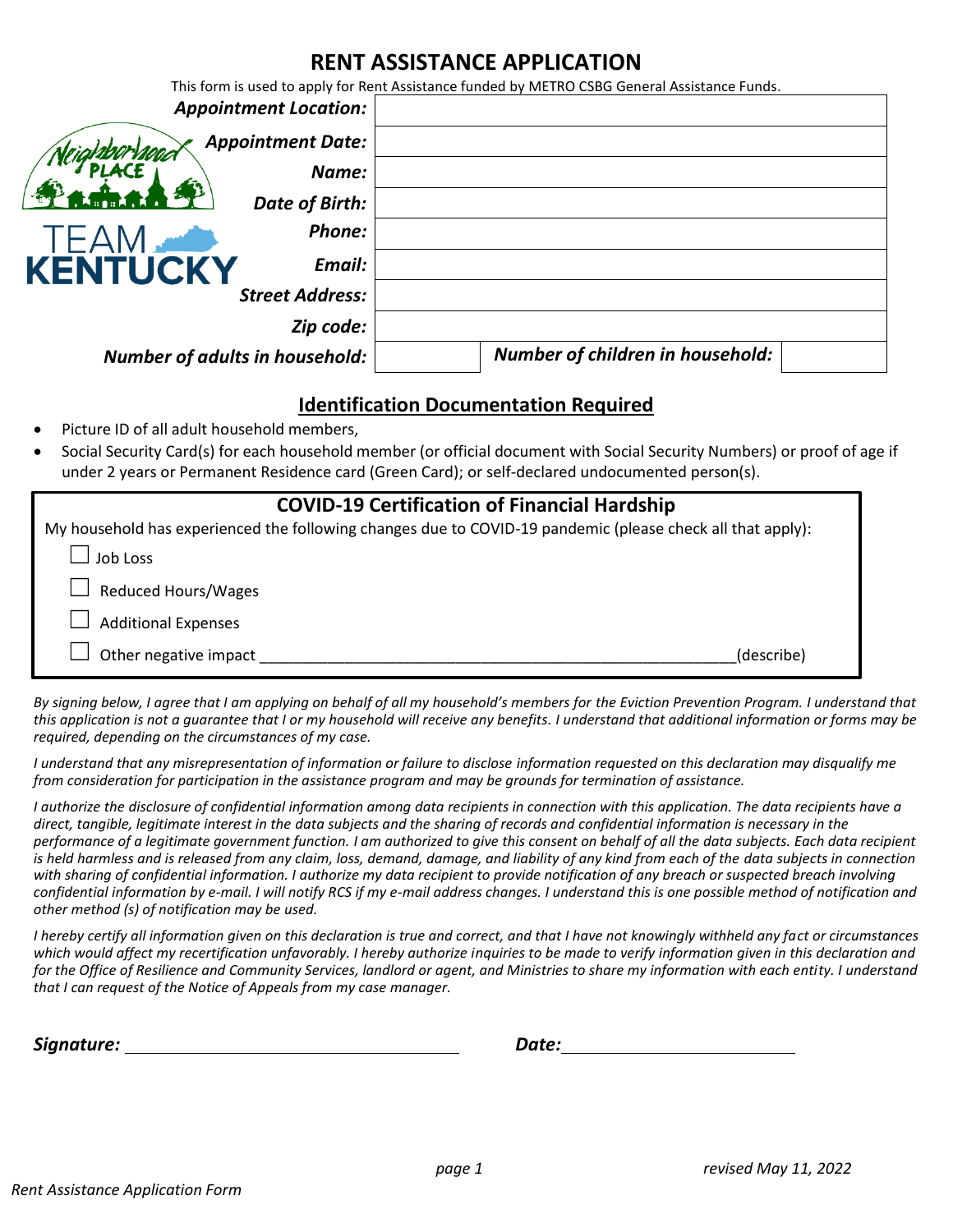# RENT ASSISTANCE APPLICATION

This form is used to apply for Rent Assistance funded by METRO CSBG General Assistance Funds.

| | |
|---|---|
| ***Appointment Location:*** | |
| ***Appointment Date:*** | |
| ***Name:*** | |
| ***Date of Birth:*** | |
| ***Phone:*** | |
| ***Email:*** | |
| ***Street Address:*** | |
| ***Zip code:*** | |

| ***Number of adults in household:*** | | ***Number of children in household:*** | |
|---|---|---|---|

## Identification Documentation Required

- Picture ID of all adult household members,
- Social Security Card(s) for each household member (or official document with Social Security Numbers) or proof of age if under 2 years or Permanent Residence card (Green Card); or self-declared undocumented person(s).

## COVID-19 Certification of Financial Hardship

My household has experienced the following changes due to COVID-19 pandemic (please check all that apply):

☐ Job Loss

☐ Reduced Hours/Wages

☐ Additional Expenses

☐ Other negative impact ____________________________________________________________(describe)

*By signing below, I agree that I am applying on behalf of all my household's members for the Eviction Prevention Program. I understand that this application is not a guarantee that I or my household will receive any benefits. I understand that additional information or forms may be required, depending on the circumstances of my case.*

*I understand that any misrepresentation of information or failure to disclose information requested on this declaration may disqualify me from consideration for participation in the assistance program and may be grounds for termination of assistance.*

*I authorize the disclosure of confidential information among data recipients in connection with this application. The data recipients have a direct, tangible, legitimate interest in the data subjects and the sharing of records and confidential information is necessary in the performance of a legitimate government function. I am authorized to give this consent on behalf of all the data subjects. Each data recipient is held harmless and is released from any claim, loss, demand, damage, and liability of any kind from each of the data subjects in connection with sharing of confidential information. I authorize my data recipient to provide notification of any breach or suspected breach involving confidential information by e-mail. I will notify RCS if my e-mail address changes. I understand this is one possible method of notification and other method (s) of notification may be used.*

*I hereby certify all information given on this declaration is true and correct, and that I have not knowingly withheld any fact or circumstances which would affect my recertification unfavorably. I hereby authorize inquiries to be made to verify information given in this declaration and for the Office of Resilience and Community Services, landlord or agent, and Ministries to share my information with each entity. I understand that I can request of the Notice of Appeals from my case manager.*

***Signature:*** ___________________________________ ***Date:*** ________________________

*revised May 11, 2022*

*Rent Assistance Application Form*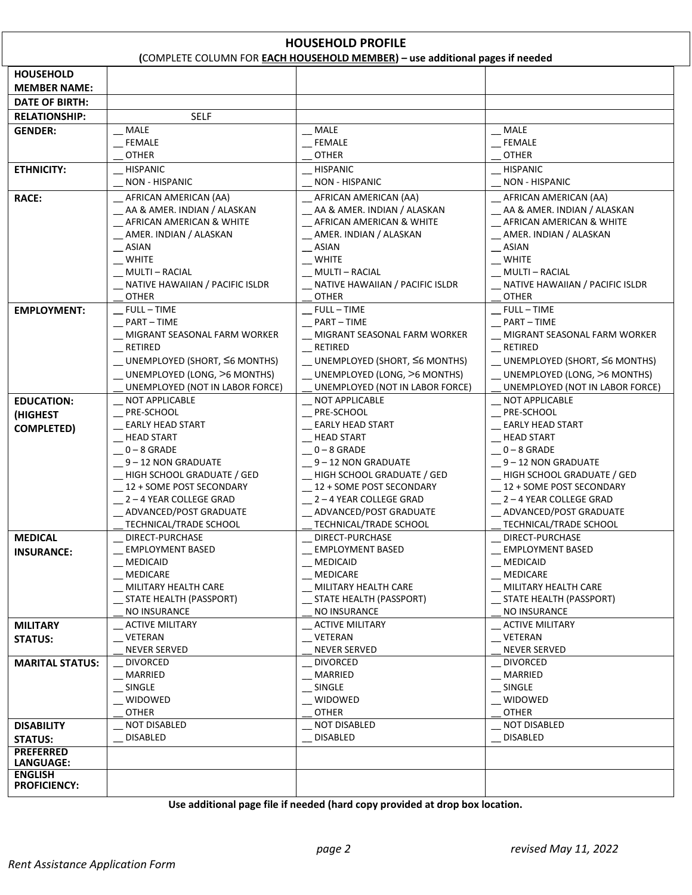# HOUSEHOLD PROFILE

**(**COMPLETE COLUMN FOR **EACH HOUSEHOLD MEMBER) – use additional pages if needed**

| | | | |
|---|---|---|---|
| **HOUSEHOLD MEMBER NAME:** | | | |
| **DATE OF BIRTH:** | | | |
| **RELATIONSHIP:** | SELF | | |
| **GENDER:** | __ MALE<br>__ FEMALE<br>__ OTHER | __ MALE<br>__ FEMALE<br>__ OTHER | __ MALE<br>__ FEMALE<br>__ OTHER |
| **ETHNICITY:** | __ HISPANIC<br>__ NON - HISPANIC | __ HISPANIC<br>__ NON - HISPANIC | __ HISPANIC<br>__ NON - HISPANIC |
| **RACE:** | __ AFRICAN AMERICAN (AA)<br>__ AA & AMER. INDIAN / ALASKAN<br>__ AFRICAN AMERICAN & WHITE<br>__ AMER. INDIAN / ALASKAN<br>__ ASIAN<br>__ WHITE<br>__ MULTI – RACIAL<br>__ NATIVE HAWAIIAN / PACIFIC ISLDR<br>__ OTHER | __ AFRICAN AMERICAN (AA)<br>__ AA & AMER. INDIAN / ALASKAN<br>__ AFRICAN AMERICAN & WHITE<br>__ AMER. INDIAN / ALASKAN<br>__ ASIAN<br>__ WHITE<br>__ MULTI – RACIAL<br>__ NATIVE HAWAIIAN / PACIFIC ISLDR<br>__ OTHER | __ AFRICAN AMERICAN (AA)<br>__ AA & AMER. INDIAN / ALASKAN<br>__ AFRICAN AMERICAN & WHITE<br>__ AMER. INDIAN / ALASKAN<br>__ ASIAN<br>__ WHITE<br>__ MULTI – RACIAL<br>__ NATIVE HAWAIIAN / PACIFIC ISLDR<br>__ OTHER |
| **EMPLOYMENT:** | __ FULL – TIME<br>__ PART – TIME<br>__ MIGRANT SEASONAL FARM WORKER<br>__ RETIRED<br>__ UNEMPLOYED (SHORT, ≤6 MONTHS)<br>__ UNEMPLOYED (LONG, >6 MONTHS)<br>__ UNEMPLOYED (NOT IN LABOR FORCE) | __ FULL – TIME<br>__ PART – TIME<br>__ MIGRANT SEASONAL FARM WORKER<br>__ RETIRED<br>__ UNEMPLOYED (SHORT, ≤6 MONTHS)<br>__ UNEMPLOYED (LONG, >6 MONTHS)<br>__ UNEMPLOYED (NOT IN LABOR FORCE) | __ FULL – TIME<br>__ PART – TIME<br>__ MIGRANT SEASONAL FARM WORKER<br>__ RETIRED<br>__ UNEMPLOYED (SHORT, ≤6 MONTHS)<br>__ UNEMPLOYED (LONG, >6 MONTHS)<br>__ UNEMPLOYED (NOT IN LABOR FORCE) |
| **EDUCATION: (HIGHEST COMPLETED)** | __ NOT APPLICABLE<br>__ PRE-SCHOOL<br>__ EARLY HEAD START<br>__ HEAD START<br>__ 0 – 8 GRADE<br>__ 9 – 12 NON GRADUATE<br>__ HIGH SCHOOL GRADUATE / GED<br>__ 12 + SOME POST SECONDARY<br>__ 2 – 4 YEAR COLLEGE GRAD<br>__ ADVANCED/POST GRADUATE<br>__ TECHNICAL/TRADE SCHOOL | __ NOT APPLICABLE<br>__ PRE-SCHOOL<br>__ EARLY HEAD START<br>__ HEAD START<br>__ 0 – 8 GRADE<br>__ 9 – 12 NON GRADUATE<br>__ HIGH SCHOOL GRADUATE / GED<br>__ 12 + SOME POST SECONDARY<br>__ 2 – 4 YEAR COLLEGE GRAD<br>__ ADVANCED/POST GRADUATE<br>__ TECHNICAL/TRADE SCHOOL | __ NOT APPLICABLE<br>__ PRE-SCHOOL<br>__ EARLY HEAD START<br>__ HEAD START<br>__ 0 – 8 GRADE<br>__ 9 – 12 NON GRADUATE<br>__ HIGH SCHOOL GRADUATE / GED<br>__ 12 + SOME POST SECONDARY<br>__ 2 – 4 YEAR COLLEGE GRAD<br>__ ADVANCED/POST GRADUATE<br>__ TECHNICAL/TRADE SCHOOL |
| **MEDICAL INSURANCE:** | __ DIRECT-PURCHASE<br>__ EMPLOYMENT BASED<br>__ MEDICAID<br>__ MEDICARE<br>__ MILITARY HEALTH CARE<br>__ STATE HEALTH (PASSPORT)<br>__ NO INSURANCE | __ DIRECT-PURCHASE<br>__ EMPLOYMENT BASED<br>__ MEDICAID<br>__ MEDICARE<br>__ MILITARY HEALTH CARE<br>__ STATE HEALTH (PASSPORT)<br>__ NO INSURANCE | __ DIRECT-PURCHASE<br>__ EMPLOYMENT BASED<br>__ MEDICAID<br>__ MEDICARE<br>__ MILITARY HEALTH CARE<br>__ STATE HEALTH (PASSPORT)<br>__ NO INSURANCE |
| **MILITARY STATUS:** | __ ACTIVE MILITARY<br>__ VETERAN<br>__ NEVER SERVED | __ ACTIVE MILITARY<br>__ VETERAN<br>__ NEVER SERVED | __ ACTIVE MILITARY<br>__ VETERAN<br>__ NEVER SERVED |
| **MARITAL STATUS:** | __ DIVORCED<br>__ MARRIED<br>__ SINGLE<br>__ WIDOWED<br>__ OTHER | __ DIVORCED<br>__ MARRIED<br>__ SINGLE<br>__ WIDOWED<br>__ OTHER | __ DIVORCED<br>__ MARRIED<br>__ SINGLE<br>__ WIDOWED<br>__ OTHER |
| **DISABILITY STATUS:** | __ NOT DISABLED<br>__ DISABLED | __ NOT DISABLED<br>__ DISABLED | __ NOT DISABLED<br>__ DISABLED |
| **PREFERRED LANGUAGE:** | | | |
| **ENGLISH PROFICIENCY:** | | | |

**Use additional page file if needed (hard copy provided at drop box location.**

*revised May 11, 2022*

*Rent Assistance Application Form*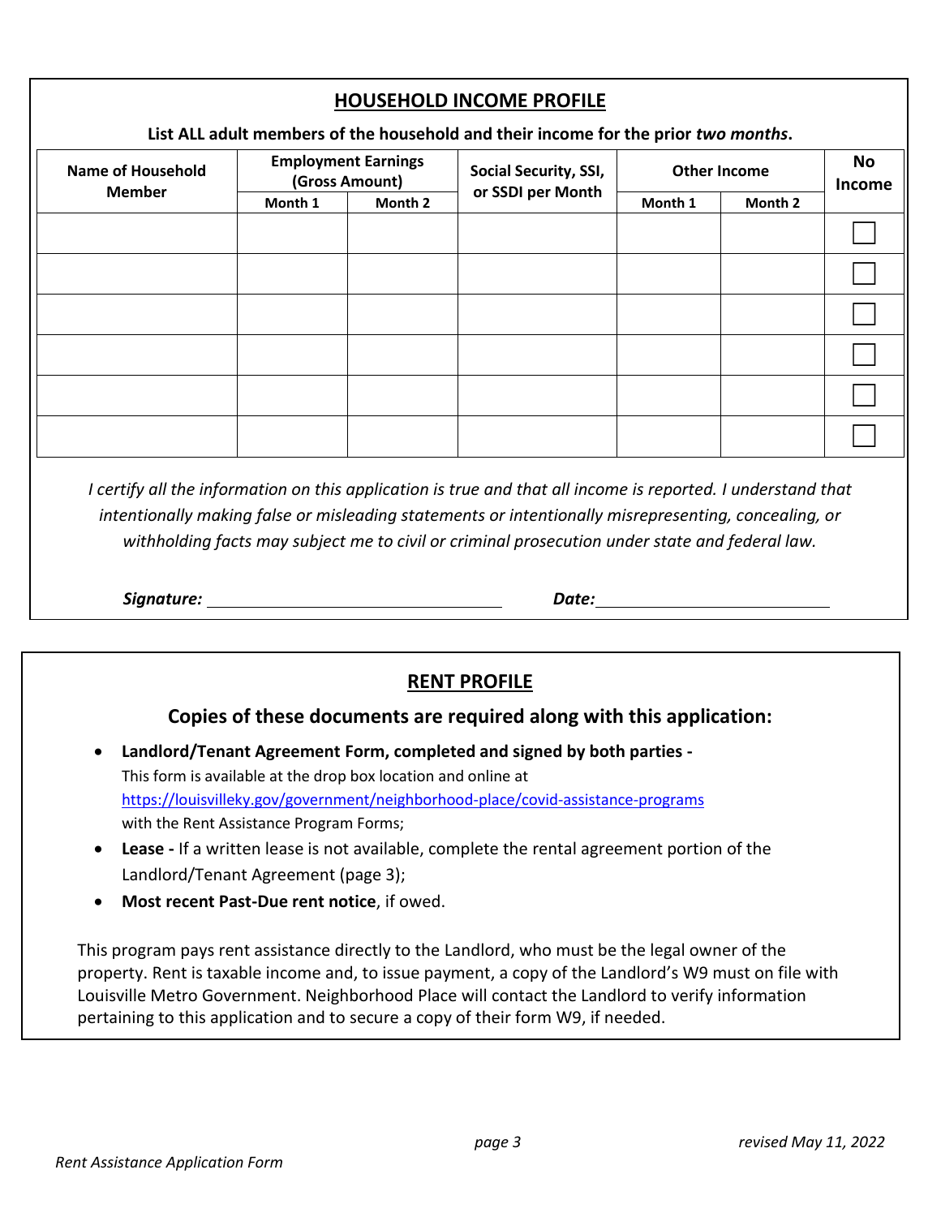## HOUSEHOLD INCOME PROFILE

**List ALL adult members of the household and their income for the prior *two months*.**

| Name of Household Member | Employment Earnings (Gross Amount) | | Social Security, SSI, or SSDI per Month | Other Income | | No Income |
|---|---|---|---|---|---|---|
| | Month 1 | Month 2 | | Month 1 | Month 2 | |
| | | | | | | ☐ |
| | | | | | | ☐ |
| | | | | | | ☐ |
| | | | | | | ☐ |
| | | | | | | ☐ |
| | | | | | | ☐ |

*I certify all the information on this application is true and that all income is reported. I understand that intentionally making false or misleading statements or intentionally misrepresenting, concealing, or withholding facts may subject me to civil or criminal prosecution under state and federal law.*

***Signature:*** ______________________________ ***Date:*** ________________________

## RENT PROFILE

### Copies of these documents are required along with this application:

- **Landlord/Tenant Agreement Form, completed and signed by both parties -** This form is available at the drop box location and online at https://louisvilleky.gov/government/neighborhood-place/covid-assistance-programs with the Rent Assistance Program Forms;
- **Lease -** If a written lease is not available, complete the rental agreement portion of the Landlord/Tenant Agreement (page 3);
- **Most recent Past-Due rent notice**, if owed.

This program pays rent assistance directly to the Landlord, who must be the legal owner of the property. Rent is taxable income and, to issue payment, a copy of the Landlord's W9 must on file with Louisville Metro Government. Neighborhood Place will contact the Landlord to verify information pertaining to this application and to secure a copy of their form W9, if needed.